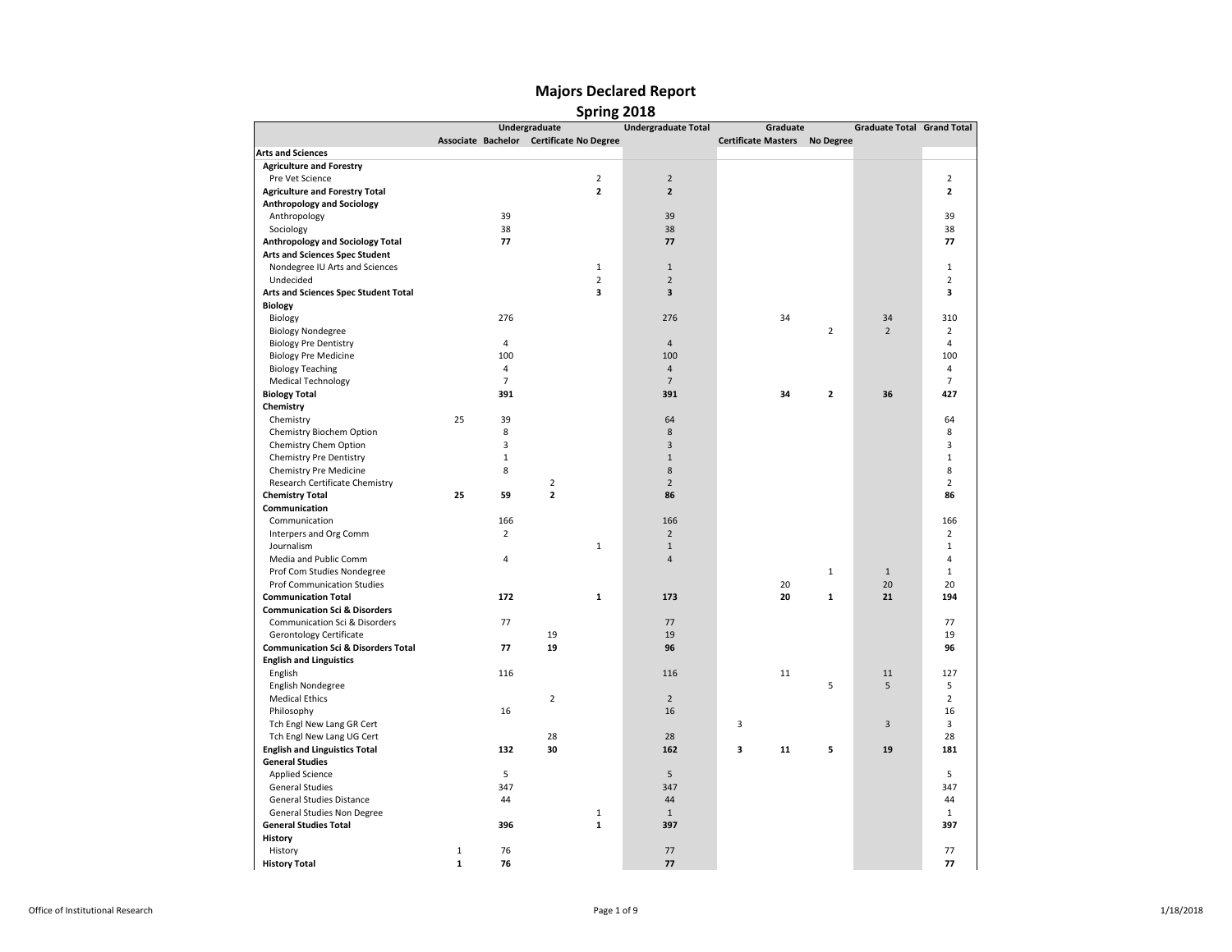# Majors Declared Report

## Spring 2018

| | Undergraduate | | | | Undergraduate Total | Graduate | | | Graduate Total | Grand Total |
|---|---|---|---|---|---|---|---|---|---|---|
| | Associate | Bachelor | Certificate | No Degree | | Certificate | Masters | No Degree | | |
| **Arts and Sciences** | | | | | | | | | | |
| **Agriculture and Forestry** | | | | | | | | | | |
| Pre Vet Science | | | | 2 | 2 | | | | | 2 |
| **Agriculture and Forestry Total** | | | | **2** | **2** | | | | | **2** |
| **Anthropology and Sociology** | | | | | | | | | | |
| Anthropology | | 39 | | | 39 | | | | | 39 |
| Sociology | | 38 | | | 38 | | | | | 38 |
| **Anthropology and Sociology Total** | | **77** | | | **77** | | | | | **77** |
| **Arts and Sciences Spec Student** | | | | | | | | | | |
| Nondegree IU Arts and Sciences | | | | 1 | 1 | | | | | 1 |
| Undecided | | | | 2 | 2 | | | | | 2 |
| **Arts and Sciences Spec Student Total** | | | | **3** | **3** | | | | | **3** |
| **Biology** | | | | | | | | | | |
| Biology | | 276 | | | 276 | | 34 | | 34 | 310 |
| Biology Nondegree | | | | | | | | 2 | 2 | 2 |
| Biology Pre Dentistry | | 4 | | | 4 | | | | | 4 |
| Biology Pre Medicine | | 100 | | | 100 | | | | | 100 |
| Biology Teaching | | 4 | | | 4 | | | | | 4 |
| Medical Technology | | 7 | | | 7 | | | | | 7 |
| **Biology Total** | | **391** | | | **391** | | **34** | **2** | **36** | **427** |
| **Chemistry** | | | | | | | | | | |
| Chemistry | 25 | 39 | | | 64 | | | | | 64 |
| Chemistry Biochem Option | | 8 | | | 8 | | | | | 8 |
| Chemistry Chem Option | | 3 | | | 3 | | | | | 3 |
| Chemistry Pre Dentistry | | 1 | | | 1 | | | | | 1 |
| Chemistry Pre Medicine | | 8 | | | 8 | | | | | 8 |
| Research Certificate Chemistry | | | 2 | | 2 | | | | | 2 |
| **Chemistry Total** | **25** | **59** | **2** | | **86** | | | | | **86** |
| **Communication** | | | | | | | | | | |
| Communication | | 166 | | | 166 | | | | | 166 |
| Interpers and Org Comm | | 2 | | | 2 | | | | | 2 |
| Journalism | | | | 1 | 1 | | | | | 1 |
| Media and Public Comm | | 4 | | | 4 | | | | | 4 |
| Prof Com Studies Nondegree | | | | | | | | 1 | 1 | 1 |
| Prof Communication Studies | | | | | | | 20 | | 20 | 20 |
| **Communication Total** | | **172** | | **1** | **173** | | **20** | **1** | **21** | **194** |
| **Communication Sci & Disorders** | | | | | | | | | | |
| Communication Sci & Disorders | | 77 | | | 77 | | | | | 77 |
| Gerontology Certificate | | | 19 | | 19 | | | | | 19 |
| **Communication Sci & Disorders Total** | | **77** | **19** | | **96** | | | | | **96** |
| **English and Linguistics** | | | | | | | | | | |
| English | | 116 | | | 116 | | 11 | | 11 | 127 |
| English Nondegree | | | | | | | | 5 | 5 | 5 |
| Medical Ethics | | | 2 | | 2 | | | | | 2 |
| Philosophy | | 16 | | | 16 | | | | | 16 |
| Tch Engl New Lang GR Cert | | | | | | 3 | | | 3 | 3 |
| Tch Engl New Lang UG Cert | | | 28 | | 28 | | | | | 28 |
| **English and Linguistics Total** | | **132** | **30** | | **162** | **3** | **11** | **5** | **19** | **181** |
| **General Studies** | | | | | | | | | | |
| Applied Science | | 5 | | | 5 | | | | | 5 |
| General Studies | | 347 | | | 347 | | | | | 347 |
| General Studies Distance | | 44 | | | 44 | | | | | 44 |
| General Studies Non Degree | | | | 1 | 1 | | | | | 1 |
| **General Studies Total** | | **396** | | **1** | **397** | | | | | **397** |
| **History** | | | | | | | | | | |
| History | 1 | 76 | | | 77 | | | | | 77 |
| **History Total** | **1** | **76** | | | **77** | | | | | **77** |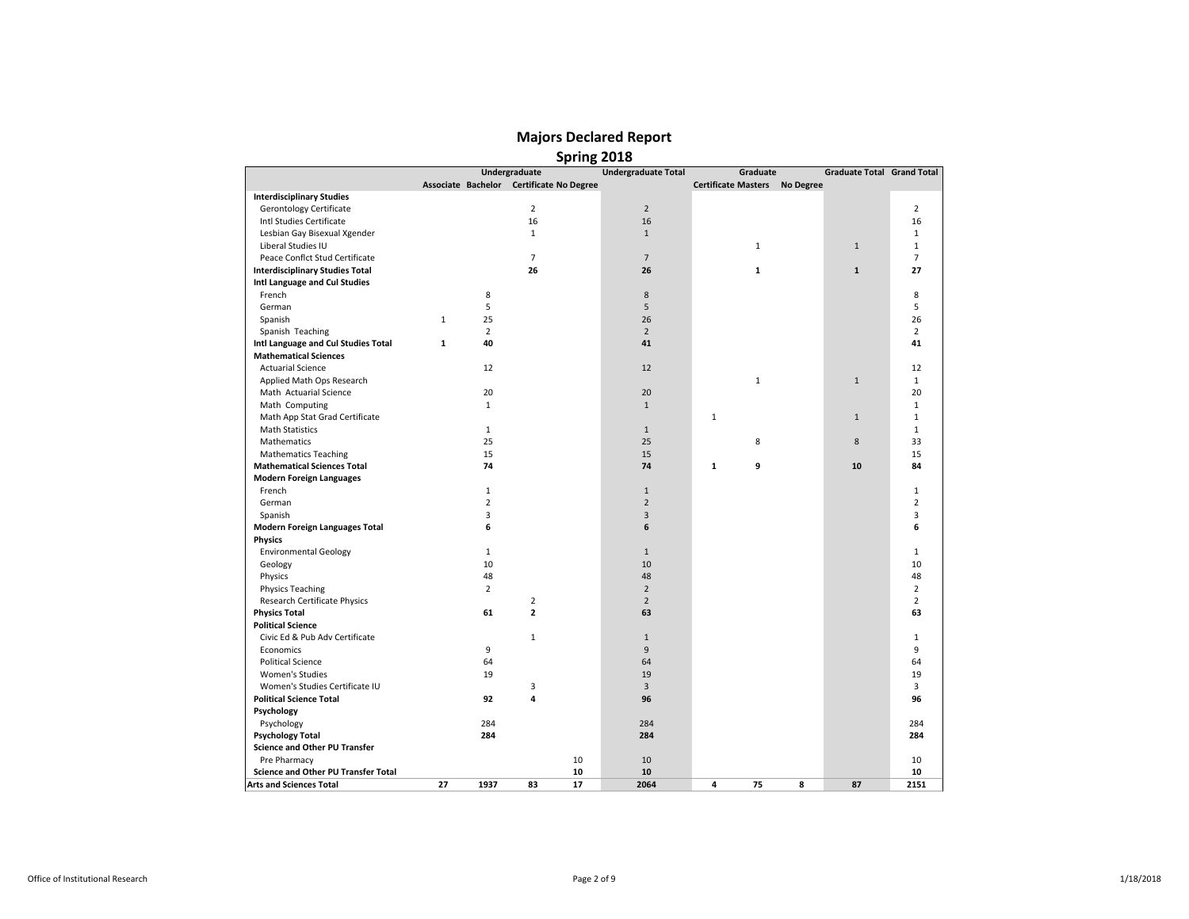# Majors Declared Report

## Spring 2018

| | Undergraduate | | | | Undergraduate Total | Graduate | | | Graduate Total | Grand Total |
|---|---|---|---|---|---|---|---|---|---|---|
| | Associate | Bachelor | Certificate | No Degree | | Certificate | Masters | No Degree | | |
| **Interdisciplinary Studies** | | | | | | | | | | |
| Gerontology Certificate | | | 2 | | 2 | | | | | 2 |
| Intl Studies Certificate | | | 16 | | 16 | | | | | 16 |
| Lesbian Gay Bisexual Xgender | | | 1 | | 1 | | | | | 1 |
| Liberal Studies IU | | | | | | | 1 | | 1 | 1 |
| Peace Conflct Stud Certificate | | | 7 | | 7 | | | | | 7 |
| **Interdisciplinary Studies Total** | | | **26** | | **26** | | **1** | | **1** | **27** |
| **Intl Language and Cul Studies** | | | | | | | | | | |
| French | | 8 | | | 8 | | | | | 8 |
| German | | 5 | | | 5 | | | | | 5 |
| Spanish | 1 | 25 | | | 26 | | | | | 26 |
| Spanish Teaching | | 2 | | | 2 | | | | | 2 |
| **Intl Language and Cul Studies Total** | **1** | **40** | | | **41** | | | | | **41** |
| **Mathematical Sciences** | | | | | | | | | | |
| Actuarial Science | | 12 | | | 12 | | | | | 12 |
| Applied Math Ops Research | | | | | | | 1 | | 1 | 1 |
| Math Actuarial Science | | 20 | | | 20 | | | | | 20 |
| Math Computing | | 1 | | | 1 | | | | | 1 |
| Math App Stat Grad Certificate | | | | | | 1 | | | 1 | 1 |
| Math Statistics | | 1 | | | 1 | | | | | 1 |
| Mathematics | | 25 | | | 25 | | 8 | | 8 | 33 |
| Mathematics Teaching | | 15 | | | 15 | | | | | 15 |
| **Mathematical Sciences Total** | | **74** | | | **74** | **1** | **9** | | **10** | **84** |
| **Modern Foreign Languages** | | | | | | | | | | |
| French | | 1 | | | 1 | | | | | 1 |
| German | | 2 | | | 2 | | | | | 2 |
| Spanish | | 3 | | | 3 | | | | | 3 |
| **Modern Foreign Languages Total** | | **6** | | | **6** | | | | | **6** |
| **Physics** | | | | | | | | | | |
| Environmental Geology | | 1 | | | 1 | | | | | 1 |
| Geology | | 10 | | | 10 | | | | | 10 |
| Physics | | 48 | | | 48 | | | | | 48 |
| Physics Teaching | | 2 | | | 2 | | | | | 2 |
| Research Certificate Physics | | | 2 | | 2 | | | | | 2 |
| **Physics Total** | | **61** | **2** | | **63** | | | | | **63** |
| **Political Science** | | | | | | | | | | |
| Civic Ed & Pub Adv Certificate | | | 1 | | 1 | | | | | 1 |
| Economics | | 9 | | | 9 | | | | | 9 |
| Political Science | | 64 | | | 64 | | | | | 64 |
| Women's Studies | | 19 | | | 19 | | | | | 19 |
| Women's Studies Certificate IU | | | 3 | | 3 | | | | | 3 |
| **Political Science Total** | | **92** | **4** | | **96** | | | | | **96** |
| **Psychology** | | | | | | | | | | |
| Psychology | | 284 | | | 284 | | | | | 284 |
| **Psychology Total** | | **284** | | | **284** | | | | | **284** |
| **Science and Other PU Transfer** | | | | | | | | | | |
| Pre Pharmacy | | | | 10 | 10 | | | | | 10 |
| **Science and Other PU Transfer Total** | | | | **10** | **10** | | | | | **10** |
| **Arts and Sciences Total** | **27** | **1937** | **83** | **17** | **2064** | **4** | **75** | **8** | **87** | **2151** |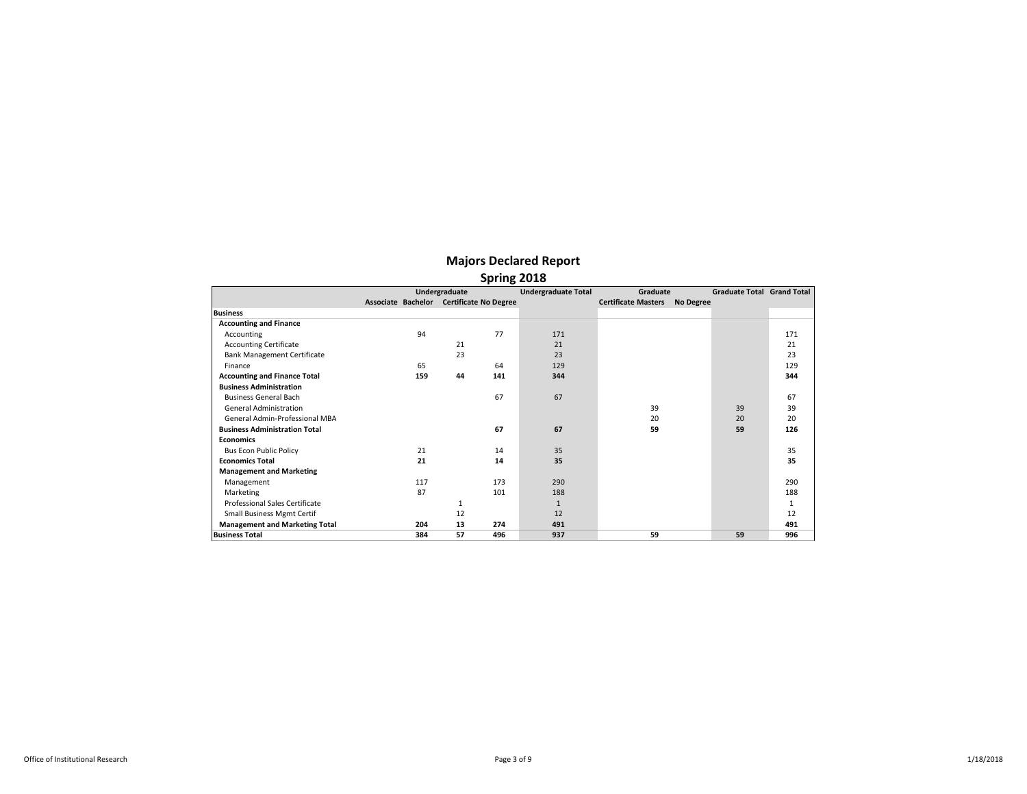# Majors Declared Report

## Spring 2018

| | Undergraduate | | | | Undergraduate Total | Graduate | | | Graduate Total | Grand Total |
|---|---|---|---|---|---|---|---|---|---|---|
| | Associate | Bachelor | Certificate | No Degree | | Certificate | Masters | No Degree | | |
| **Business** | | | | | | | | | | |
| **Accounting and Finance** | | | | | | | | | | |
| Accounting | | 94 | | 77 | 171 | | | | | 171 |
| Accounting Certificate | | | 21 | | 21 | | | | | 21 |
| Bank Management Certificate | | | 23 | | 23 | | | | | 23 |
| Finance | | 65 | | 64 | 129 | | | | | 129 |
| **Accounting and Finance Total** | | **159** | **44** | **141** | **344** | | | | | **344** |
| **Business Administration** | | | | | | | | | | |
| Business General Bach | | | | 67 | 67 | | | | | 67 |
| General Administration | | | | | | | 39 | | 39 | 39 |
| General Admin-Professional MBA | | | | | | | 20 | | 20 | 20 |
| **Business Administration Total** | | | | **67** | **67** | | **59** | | **59** | **126** |
| **Economics** | | | | | | | | | | |
| Bus Econ Public Policy | | 21 | | 14 | 35 | | | | | 35 |
| **Economics Total** | | **21** | | **14** | **35** | | | | | **35** |
| **Management and Marketing** | | | | | | | | | | |
| Management | | 117 | | 173 | 290 | | | | | 290 |
| Marketing | | 87 | | 101 | 188 | | | | | 188 |
| Professional Sales Certificate | | | 1 | | 1 | | | | | 1 |
| Small Business Mgmt Certif | | | 12 | | 12 | | | | | 12 |
| **Management and Marketing Total** | | **204** | **13** | **274** | **491** | | | | | **491** |
| **Business Total** | | **384** | **57** | **496** | **937** | | **59** | | **59** | **996** |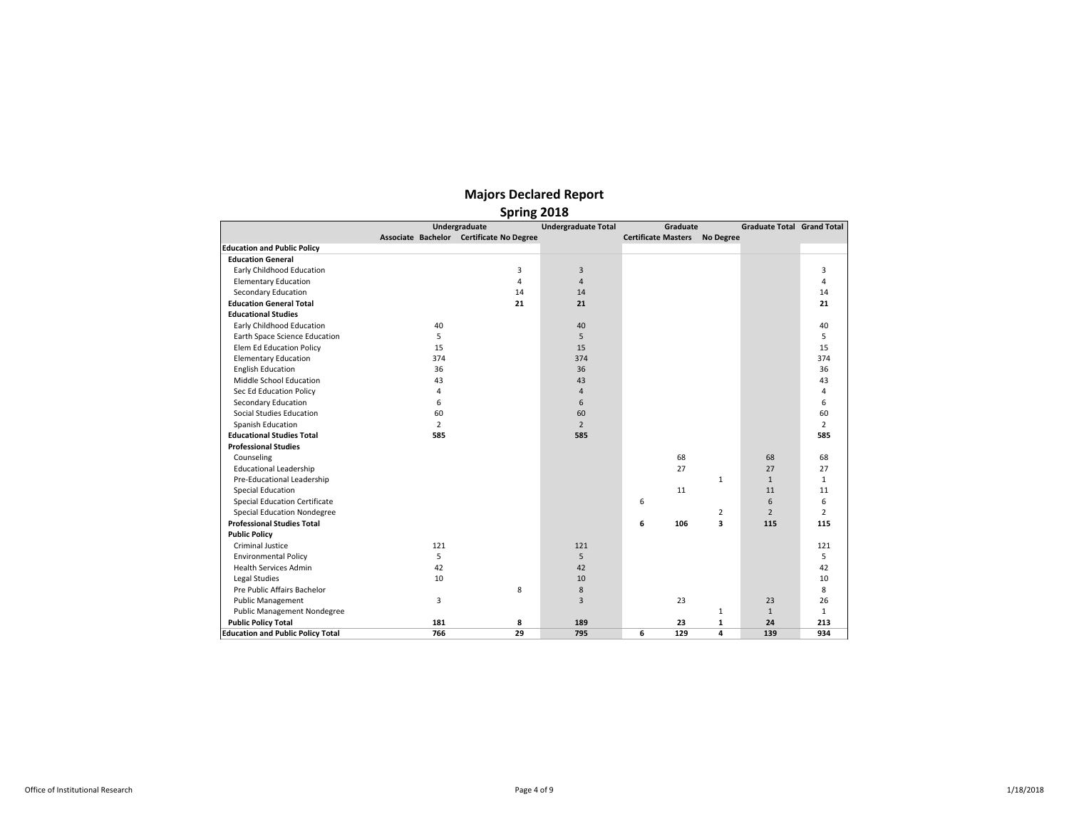# Majors Declared Report

## Spring 2018

| | Undergraduate | | | | Undergraduate Total | Graduate | | | Graduate Total | Grand Total |
|---|---|---|---|---|---|---|---|---|---|---|
| | Associate | Bachelor | Certificate | No Degree | | Certificate | Masters | No Degree | | |
| **Education and Public Policy** | | | | | | | | | | |
| **Education General** | | | | | | | | | | |
| Early Childhood Education | | | | 3 | 3 | | | | | 3 |
| Elementary Education | | | | 4 | 4 | | | | | 4 |
| Secondary Education | | | | 14 | 14 | | | | | 14 |
| **Education General Total** | | | | **21** | **21** | | | | | **21** |
| **Educational Studies** | | | | | | | | | | |
| Early Childhood Education | | 40 | | | 40 | | | | | 40 |
| Earth Space Science Education | | 5 | | | 5 | | | | | 5 |
| Elem Ed Education Policy | | 15 | | | 15 | | | | | 15 |
| Elementary Education | | 374 | | | 374 | | | | | 374 |
| English Education | | 36 | | | 36 | | | | | 36 |
| Middle School Education | | 43 | | | 43 | | | | | 43 |
| Sec Ed Education Policy | | 4 | | | 4 | | | | | 4 |
| Secondary Education | | 6 | | | 6 | | | | | 6 |
| Social Studies Education | | 60 | | | 60 | | | | | 60 |
| Spanish Education | | 2 | | | 2 | | | | | 2 |
| **Educational Studies Total** | | **585** | | | **585** | | | | | **585** |
| **Professional Studies** | | | | | | | | | | |
| Counseling | | | | | | | 68 | | 68 | 68 |
| Educational Leadership | | | | | | | 27 | | 27 | 27 |
| Pre-Educational Leadership | | | | | | | | 1 | 1 | 1 |
| Special Education | | | | | | | 11 | | 11 | 11 |
| Special Education Certificate | | | | | | 6 | | | 6 | 6 |
| Special Education Nondegree | | | | | | | | 2 | 2 | 2 |
| **Professional Studies Total** | | | | | | **6** | **106** | **3** | **115** | **115** |
| **Public Policy** | | | | | | | | | | |
| Criminal Justice | | 121 | | | 121 | | | | | 121 |
| Environmental Policy | | 5 | | | 5 | | | | | 5 |
| Health Services Admin | | 42 | | | 42 | | | | | 42 |
| Legal Studies | | 10 | | | 10 | | | | | 10 |
| Pre Public Affairs Bachelor | | | | 8 | 8 | | | | | 8 |
| Public Management | | 3 | | | 3 | | 23 | | 23 | 26 |
| Public Management Nondegree | | | | | | | | 1 | 1 | 1 |
| **Public Policy Total** | | **181** | | **8** | **189** | | **23** | **1** | **24** | **213** |
| **Education and Public Policy Total** | | **766** | | **29** | **795** | **6** | **129** | **4** | **139** | **934** |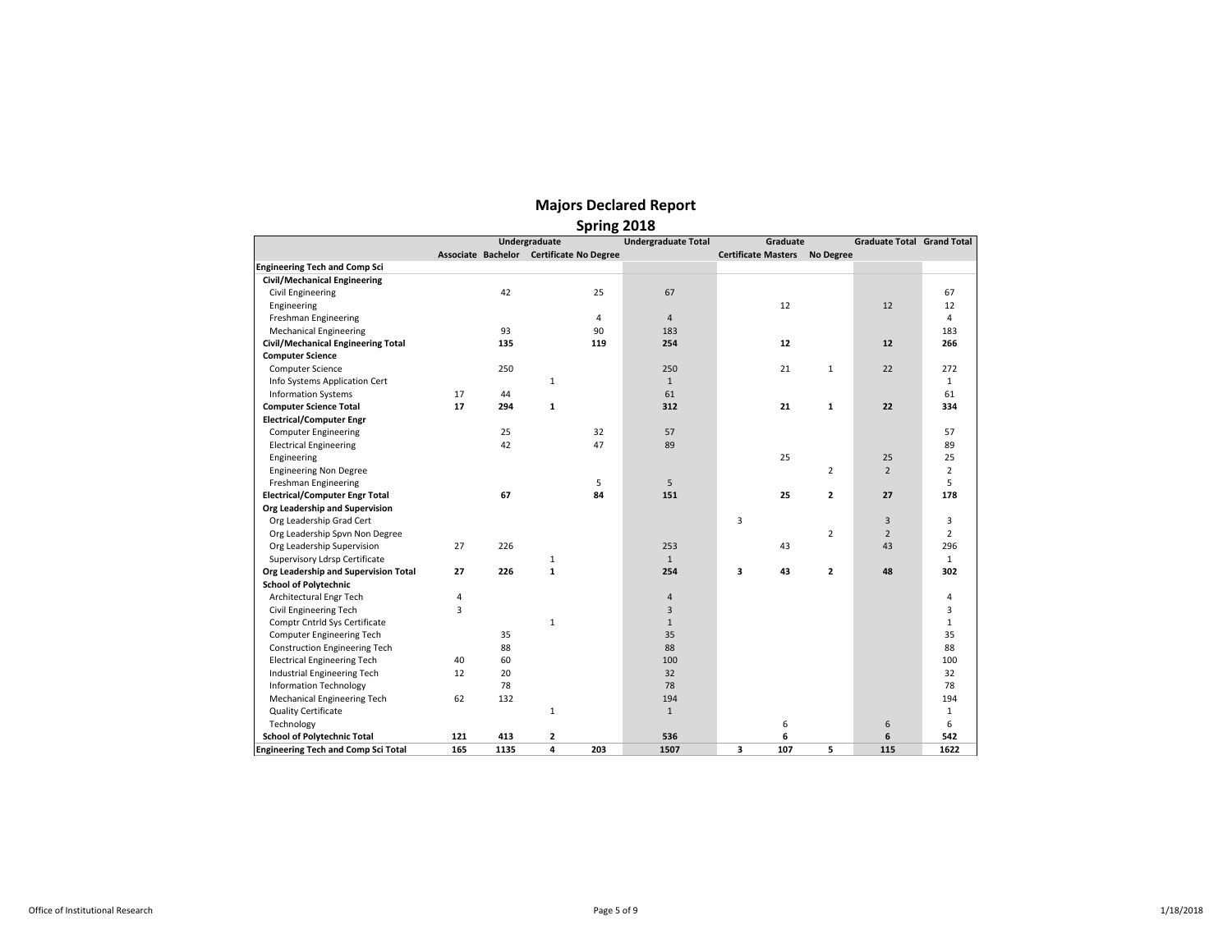# Majors Declared Report

## Spring 2018

| | Undergraduate | | | | Undergraduate Total | Graduate | | | Graduate Total | Grand Total |
|---|---|---|---|---|---|---|---|---|---|---|
| | Associate | Bachelor | Certificate | No Degree | | Certificate | Masters | No Degree | | |
| **Engineering Tech and Comp Sci** | | | | | | | | | | |
| **Civil/Mechanical Engineering** | | | | | | | | | | |
| Civil Engineering | | 42 | | 25 | 67 | | | | | 67 |
| Engineering | | | | | | | 12 | | 12 | 12 |
| Freshman Engineering | | | | 4 | 4 | | | | | 4 |
| Mechanical Engineering | | 93 | | 90 | 183 | | | | | 183 |
| **Civil/Mechanical Engineering Total** | | **135** | | **119** | **254** | | **12** | | **12** | **266** |
| **Computer Science** | | | | | | | | | | |
| Computer Science | | 250 | | | 250 | | 21 | 1 | 22 | 272 |
| Info Systems Application Cert | | | 1 | | 1 | | | | | 1 |
| Information Systems | 17 | 44 | | | 61 | | | | | 61 |
| **Computer Science Total** | **17** | **294** | **1** | | **312** | | **21** | **1** | **22** | **334** |
| **Electrical/Computer Engr** | | | | | | | | | | |
| Computer Engineering | | 25 | | 32 | 57 | | | | | 57 |
| Electrical Engineering | | 42 | | 47 | 89 | | | | | 89 |
| Engineering | | | | | | | 25 | | 25 | 25 |
| Engineering Non Degree | | | | | | | | 2 | 2 | 2 |
| Freshman Engineering | | | | 5 | 5 | | | | | 5 |
| **Electrical/Computer Engr Total** | | **67** | | **84** | **151** | | **25** | **2** | **27** | **178** |
| **Org Leadership and Supervision** | | | | | | | | | | |
| Org Leadership Grad Cert | | | | | | 3 | | | 3 | 3 |
| Org Leadership Spvn Non Degree | | | | | | | | 2 | 2 | 2 |
| Org Leadership Supervision | 27 | 226 | | | 253 | | 43 | | 43 | 296 |
| Supervisory Ldrsp Certificate | | | 1 | | 1 | | | | | 1 |
| **Org Leadership and Supervision Total** | **27** | **226** | **1** | | **254** | **3** | **43** | **2** | **48** | **302** |
| **School of Polytechnic** | | | | | | | | | | |
| Architectural Engr Tech | 4 | | | | 4 | | | | | 4 |
| Civil Engineering Tech | 3 | | | | 3 | | | | | 3 |
| Comptr Cntrld Sys Certificate | | | 1 | | 1 | | | | | 1 |
| Computer Engineering Tech | | 35 | | | 35 | | | | | 35 |
| Construction Engineering Tech | | 88 | | | 88 | | | | | 88 |
| Electrical Engineering Tech | 40 | 60 | | | 100 | | | | | 100 |
| Industrial Engineering Tech | 12 | 20 | | | 32 | | | | | 32 |
| Information Technology | | 78 | | | 78 | | | | | 78 |
| Mechanical Engineering Tech | 62 | 132 | | | 194 | | | | | 194 |
| Quality Certificate | | | 1 | | 1 | | | | | 1 |
| Technology | | | | | | | 6 | | 6 | 6 |
| **School of Polytechnic Total** | **121** | **413** | **2** | | **536** | | **6** | | **6** | **542** |
| **Engineering Tech and Comp Sci Total** | **165** | **1135** | **4** | **203** | **1507** | **3** | **107** | **5** | **115** | **1622** |

Office of Institutional Research

1/18/2018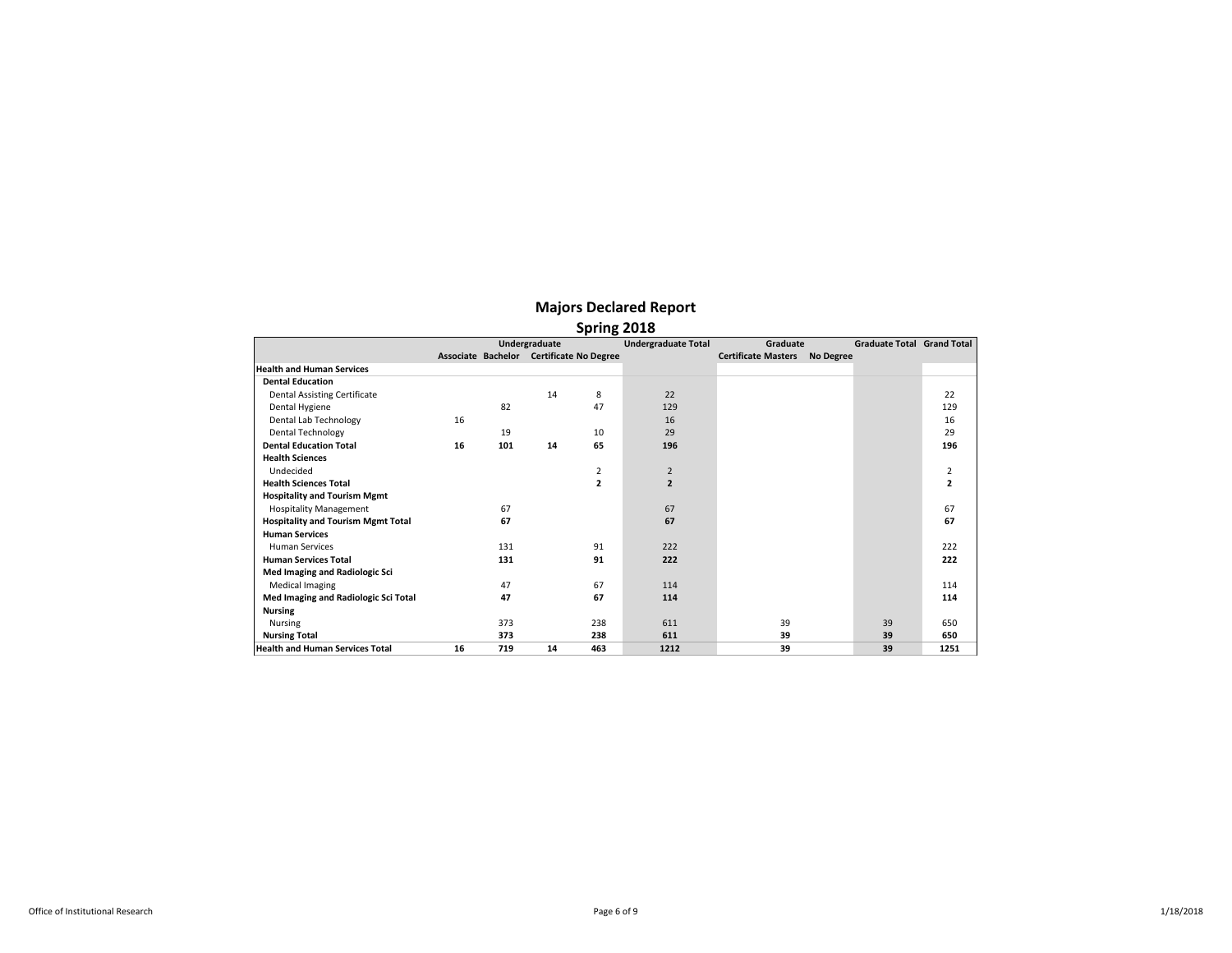# Majors Declared Report

## Spring 2018

| | Undergraduate | | | | Undergraduate Total | Graduate | | | Graduate Total | Grand Total |
|---|---|---|---|---|---|---|---|---|---|---|
| | Associate | Bachelor | Certificate | No Degree | | Certificate | Masters | No Degree | | |
| **Health and Human Services** | | | | | | | | | | |
| **Dental Education** | | | | | | | | | | |
| Dental Assisting Certificate | | | 14 | 8 | 22 | | | | | 22 |
| Dental Hygiene | | 82 | | 47 | 129 | | | | | 129 |
| Dental Lab Technology | 16 | | | | 16 | | | | | 16 |
| Dental Technology | | 19 | | 10 | 29 | | | | | 29 |
| **Dental Education Total** | **16** | **101** | **14** | **65** | **196** | | | | | **196** |
| **Health Sciences** | | | | | | | | | | |
| Undecided | | | | 2 | 2 | | | | | 2 |
| **Health Sciences Total** | | | | **2** | **2** | | | | | **2** |
| **Hospitality and Tourism Mgmt** | | | | | | | | | | |
| Hospitality Management | | 67 | | | 67 | | | | | 67 |
| **Hospitality and Tourism Mgmt Total** | | **67** | | | **67** | | | | | **67** |
| **Human Services** | | | | | | | | | | |
| Human Services | | 131 | | 91 | 222 | | | | | 222 |
| **Human Services Total** | | **131** | | **91** | **222** | | | | | **222** |
| **Med Imaging and Radiologic Sci** | | | | | | | | | | |
| Medical Imaging | | 47 | | 67 | 114 | | | | | 114 |
| **Med Imaging and Radiologic Sci Total** | | **47** | | **67** | **114** | | | | | **114** |
| **Nursing** | | | | | | | | | | |
| Nursing | | 373 | | 238 | 611 | | 39 | | 39 | 650 |
| **Nursing Total** | | **373** | | **238** | **611** | | **39** | | **39** | **650** |
| **Health and Human Services Total** | **16** | **719** | **14** | **463** | **1212** | | **39** | | **39** | **1251** |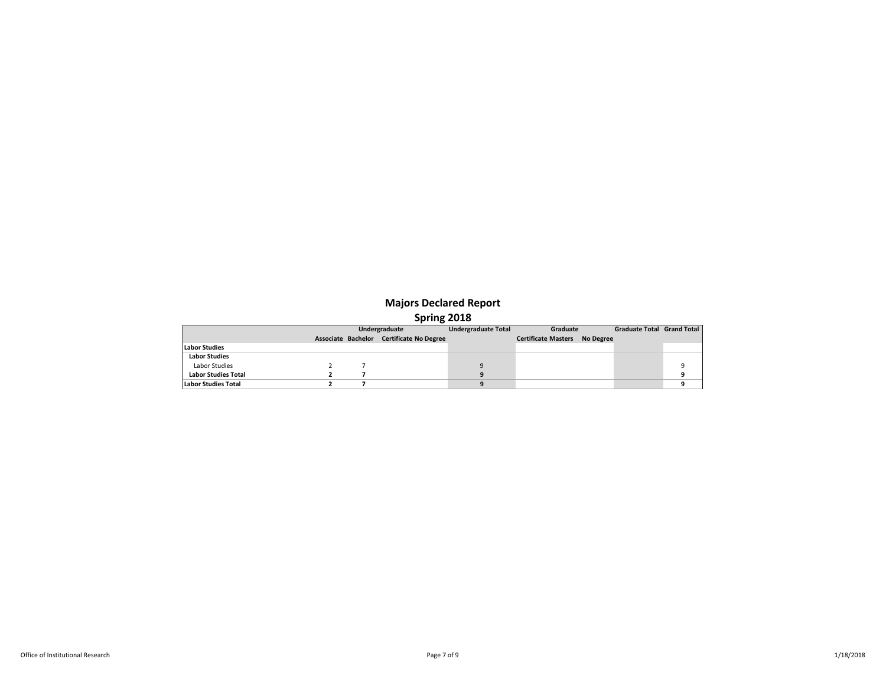# Majors Declared Report

## Spring 2018

| | Undergraduate | | | | Undergraduate Total | Graduate | | | Graduate Total | Grand Total |
|---|---|---|---|---|---|---|---|---|---|---|
| | Associate | Bachelor | Certificate | No Degree | | Certificate | Masters | No Degree | | |
| **Labor Studies** | | | | | | | | | | |
| **Labor Studies** | | | | | | | | | | |
| Labor Studies | 2 | 7 | | | 9 | | | | | 9 |
| **Labor Studies Total** | **2** | **7** | | | **9** | | | | | **9** |
| **Labor Studies Total** | **2** | **7** | | | **9** | | | | | **9** |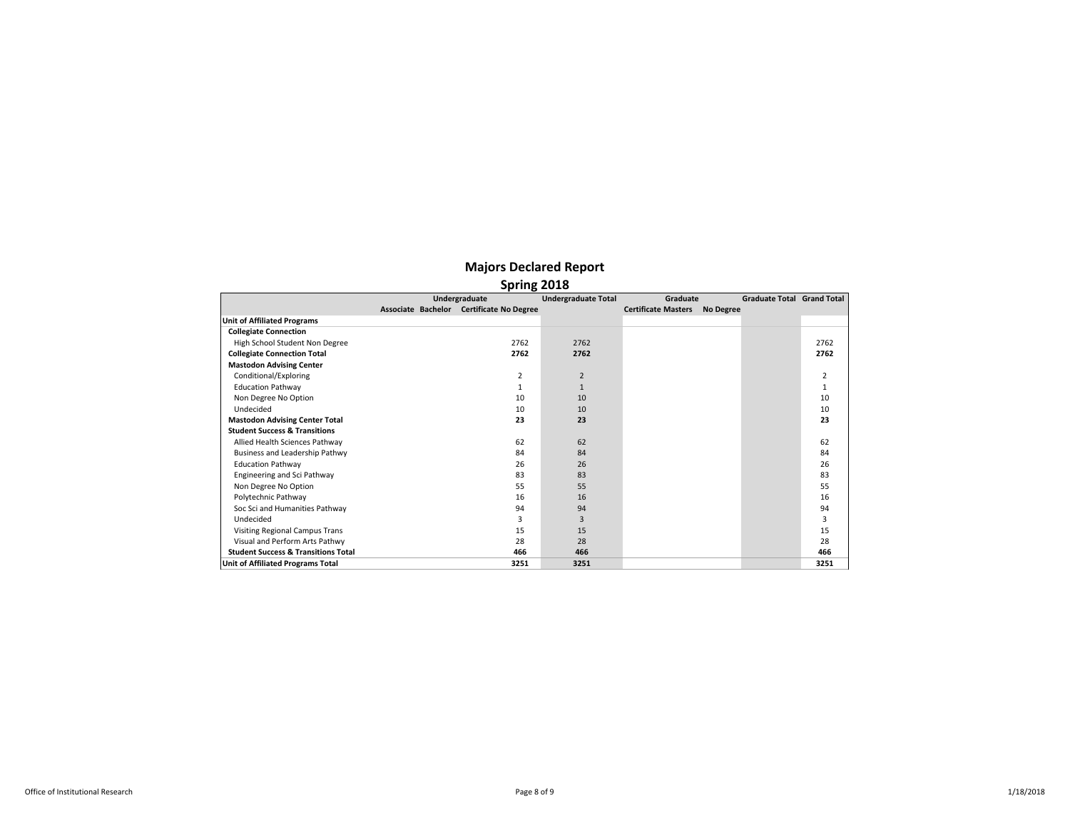# Majors Declared Report

## Spring 2018

| | Undergraduate | | | | Undergraduate Total | Graduate | | | Graduate Total | Grand Total |
|---|---|---|---|---|---|---|---|---|---|---|
| | Associate | Bachelor | Certificate | No Degree | | Certificate | Masters | No Degree | | |
| **Unit of Affiliated Programs** | | | | | | | | | | |
| **Collegiate Connection** | | | | | | | | | | |
| High School Student Non Degree | | | | 2762 | 2762 | | | | | 2762 |
| **Collegiate Connection Total** | | | | **2762** | **2762** | | | | | **2762** |
| **Mastodon Advising Center** | | | | | | | | | | |
| Conditional/Exploring | | | | 2 | 2 | | | | | 2 |
| Education Pathway | | | | 1 | 1 | | | | | 1 |
| Non Degree No Option | | | | 10 | 10 | | | | | 10 |
| Undecided | | | | 10 | 10 | | | | | 10 |
| **Mastodon Advising Center Total** | | | | **23** | **23** | | | | | **23** |
| **Student Success & Transitions** | | | | | | | | | | |
| Allied Health Sciences Pathway | | | | 62 | 62 | | | | | 62 |
| Business and Leadership Pathwy | | | | 84 | 84 | | | | | 84 |
| Education Pathway | | | | 26 | 26 | | | | | 26 |
| Engineering and Sci Pathway | | | | 83 | 83 | | | | | 83 |
| Non Degree No Option | | | | 55 | 55 | | | | | 55 |
| Polytechnic Pathway | | | | 16 | 16 | | | | | 16 |
| Soc Sci and Humanities Pathway | | | | 94 | 94 | | | | | 94 |
| Undecided | | | | 3 | 3 | | | | | 3 |
| Visiting Regional Campus Trans | | | | 15 | 15 | | | | | 15 |
| Visual and Perform Arts Pathwy | | | | 28 | 28 | | | | | 28 |
| **Student Success & Transitions Total** | | | | **466** | **466** | | | | | **466** |
| **Unit of Affiliated Programs Total** | | | | **3251** | **3251** | | | | | **3251** |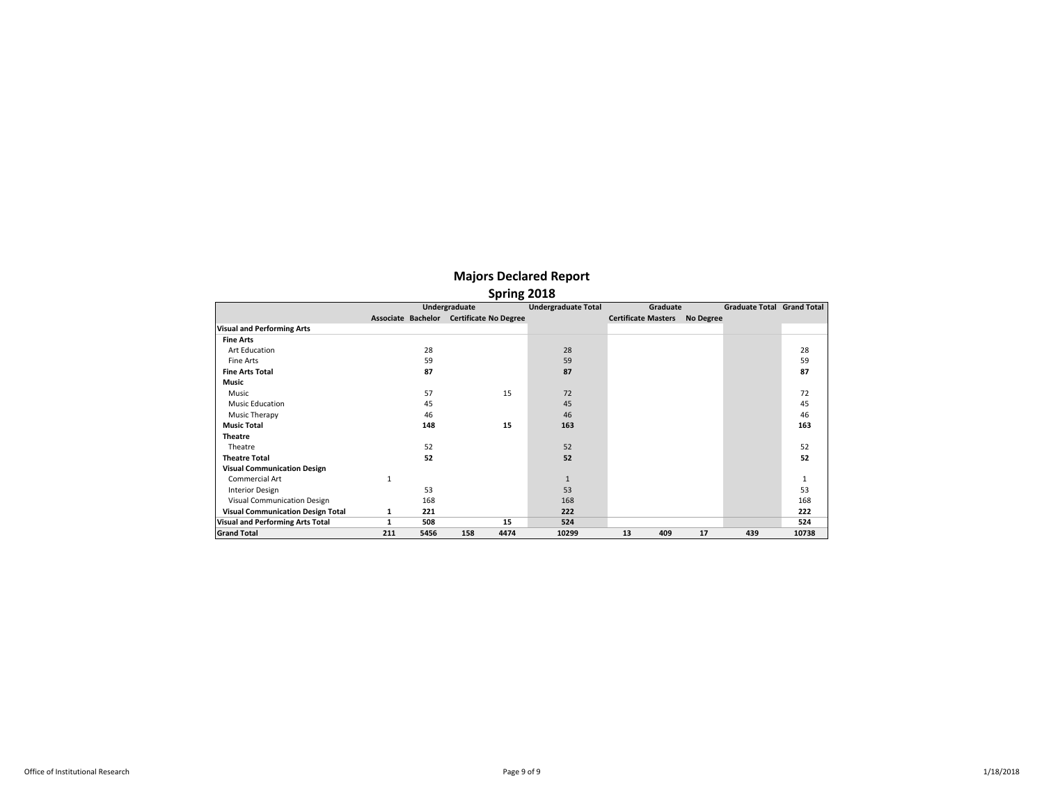# Majors Declared Report

## Spring 2018

| | Undergraduate | | | | Undergraduate Total | Graduate | | | Graduate Total | Grand Total |
|---|---|---|---|---|---|---|---|---|---|---|
| | Associate | Bachelor | Certificate | No Degree | | Certificate | Masters | No Degree | | |
| **Visual and Performing Arts** | | | | | | | | | | |
| **Fine Arts** | | | | | | | | | | |
| Art Education | | 28 | | | 28 | | | | | 28 |
| Fine Arts | | 59 | | | 59 | | | | | 59 |
| **Fine Arts Total** | | **87** | | | **87** | | | | | **87** |
| **Music** | | | | | | | | | | |
| Music | | 57 | | 15 | 72 | | | | | 72 |
| Music Education | | 45 | | | 45 | | | | | 45 |
| Music Therapy | | 46 | | | 46 | | | | | 46 |
| **Music Total** | | **148** | | **15** | **163** | | | | | **163** |
| **Theatre** | | | | | | | | | | |
| Theatre | | 52 | | | 52 | | | | | 52 |
| **Theatre Total** | | **52** | | | **52** | | | | | **52** |
| **Visual Communication Design** | | | | | | | | | | |
| Commercial Art | 1 | | | | 1 | | | | | 1 |
| Interior Design | | 53 | | | 53 | | | | | 53 |
| Visual Communication Design | | 168 | | | 168 | | | | | 168 |
| **Visual Communication Design Total** | **1** | **221** | | | **222** | | | | | **222** |
| **Visual and Performing Arts Total** | **1** | **508** | | **15** | **524** | | | | | **524** |
| **Grand Total** | **211** | **5456** | **158** | **4474** | **10299** | **13** | **409** | **17** | **439** | **10738** |